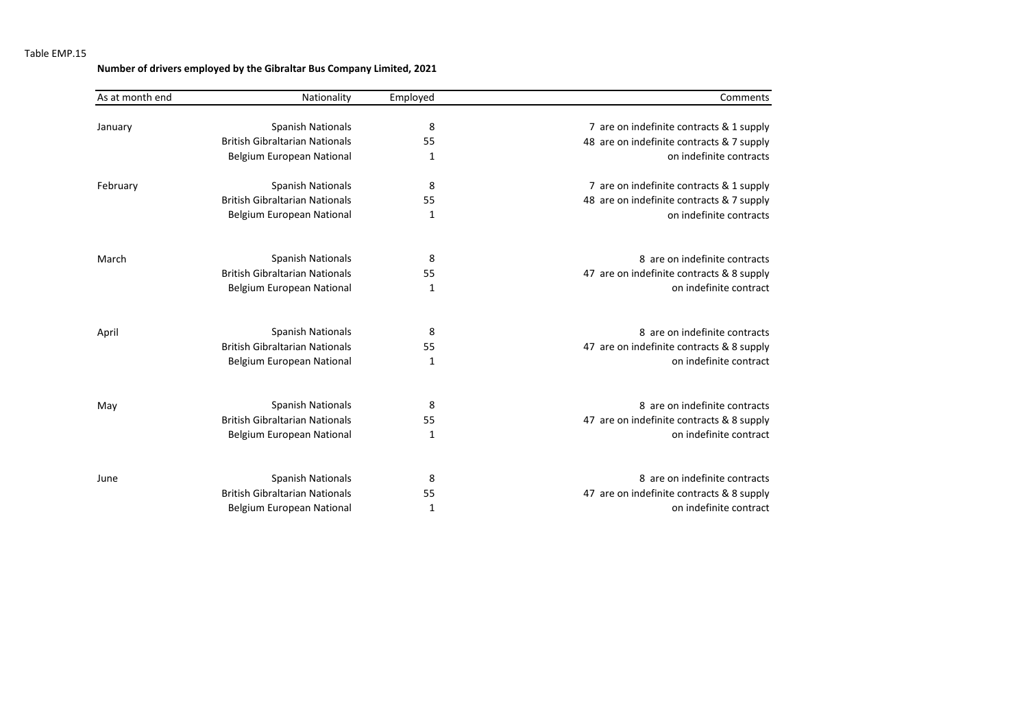Table EMP.15

**Number of drivers employed by the Gibraltar Bus Company Limited, 2021**

| As at month end | Nationality | Employed | Comments |
|---|---|---|---|
| January | Spanish Nationals | 8 | 7 are on indefinite contracts & 1 supply |
| | British Gibraltarian Nationals | 55 | 48 are on indefinite contracts & 7 supply |
| | Belgium European National | 1 | on indefinite contracts |
| February | Spanish Nationals | 8 | 7 are on indefinite contracts & 1 supply |
| | British Gibraltarian Nationals | 55 | 48 are on indefinite contracts & 7 supply |
| | Belgium European National | 1 | on indefinite contracts |
| March | Spanish Nationals | 8 | 8 are on indefinite contracts |
| | British Gibraltarian Nationals | 55 | 47 are on indefinite contracts & 8 supply |
| | Belgium European National | 1 | on indefinite contract |
| April | Spanish Nationals | 8 | 8 are on indefinite contracts |
| | British Gibraltarian Nationals | 55 | 47 are on indefinite contracts & 8 supply |
| | Belgium European National | 1 | on indefinite contract |
| May | Spanish Nationals | 8 | 8 are on indefinite contracts |
| | British Gibraltarian Nationals | 55 | 47 are on indefinite contracts & 8 supply |
| | Belgium European National | 1 | on indefinite contract |
| June | Spanish Nationals | 8 | 8 are on indefinite contracts |
| | British Gibraltarian Nationals | 55 | 47 are on indefinite contracts & 8 supply |
| | Belgium European National | 1 | on indefinite contract |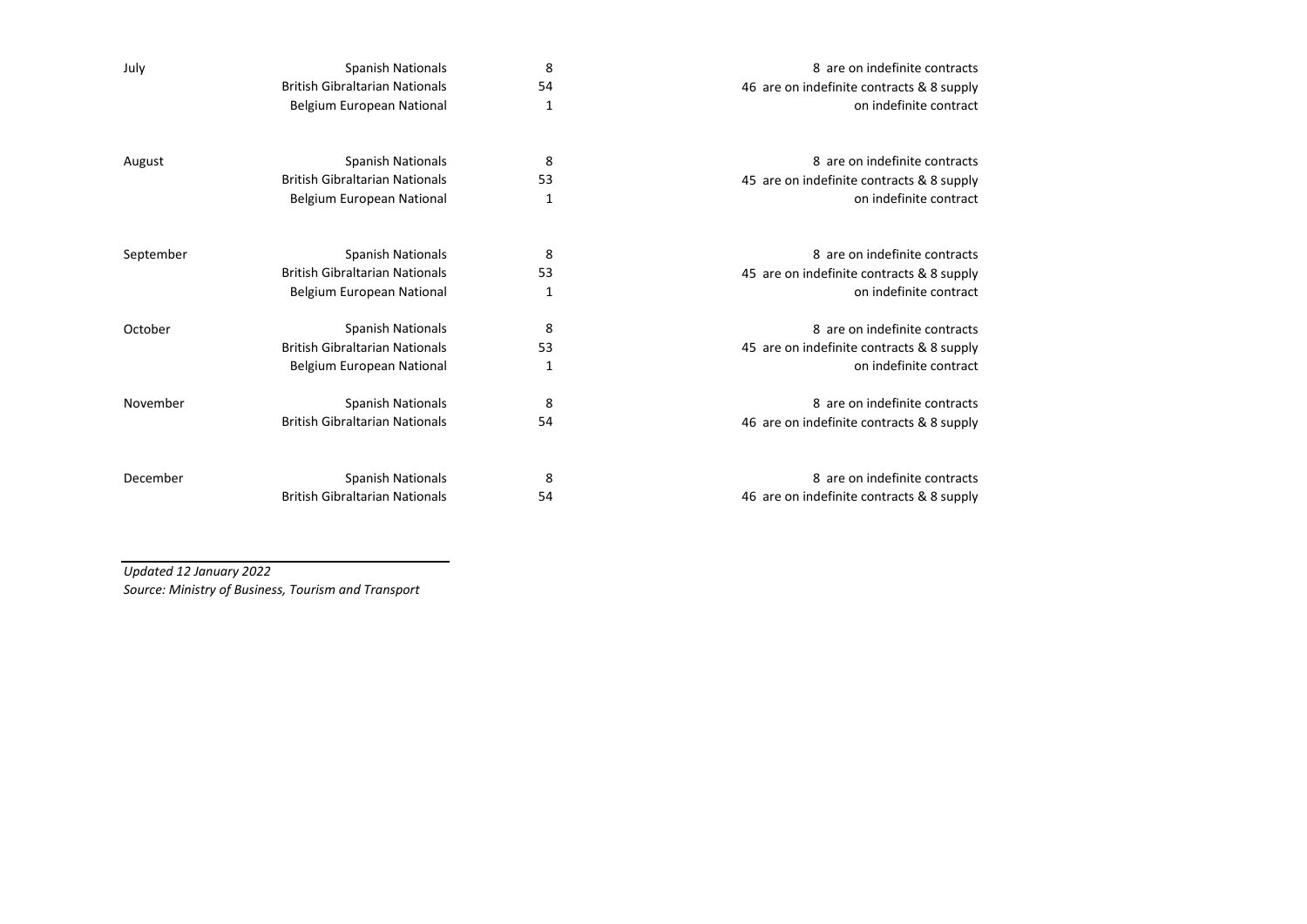| | | | |
|---|---|---|---|
| July | Spanish Nationals | 8 | 8 are on indefinite contracts |
| | British Gibraltarian Nationals | 54 | 46 are on indefinite contracts & 8 supply |
| | Belgium European National | 1 | on indefinite contract |
| August | Spanish Nationals | 8 | 8 are on indefinite contracts |
| | British Gibraltarian Nationals | 53 | 45 are on indefinite contracts & 8 supply |
| | Belgium European National | 1 | on indefinite contract |
| September | Spanish Nationals | 8 | 8 are on indefinite contracts |
| | British Gibraltarian Nationals | 53 | 45 are on indefinite contracts & 8 supply |
| | Belgium European National | 1 | on indefinite contract |
| October | Spanish Nationals | 8 | 8 are on indefinite contracts |
| | British Gibraltarian Nationals | 53 | 45 are on indefinite contracts & 8 supply |
| | Belgium European National | 1 | on indefinite contract |
| November | Spanish Nationals | 8 | 8 are on indefinite contracts |
| | British Gibraltarian Nationals | 54 | 46 are on indefinite contracts & 8 supply |
| December | Spanish Nationals | 8 | 8 are on indefinite contracts |
| | British Gibraltarian Nationals | 54 | 46 are on indefinite contracts & 8 supply |

*Updated 12 January 2022*
*Source: Ministry of Business, Tourism and Transport*